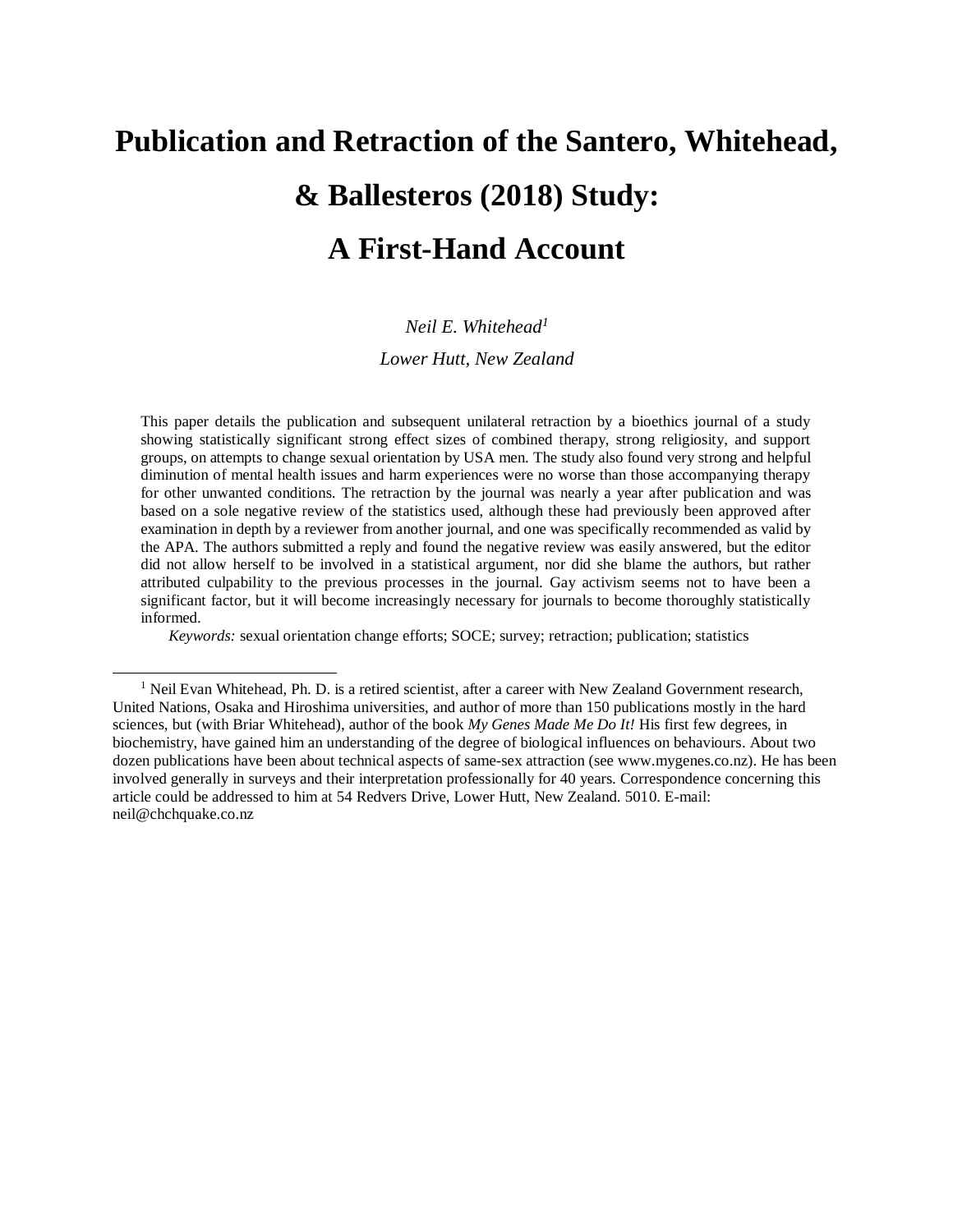# Publication and Retraction of the Santero, Whitehead, & Ballesteros (2018) Study: A First-Hand Account

*Neil E. Whitehead*[1]

*Lower Hutt, New Zealand*

This paper details the publication and subsequent unilateral retraction by a bioethics journal of a study showing statistically significant strong effect sizes of combined therapy, strong religiosity, and support groups, on attempts to change sexual orientation by USA men. The study also found very strong and helpful diminution of mental health issues and harm experiences were no worse than those accompanying therapy for other unwanted conditions. The retraction by the journal was nearly a year after publication and was based on a sole negative review of the statistics used, although these had previously been approved after examination in depth by a reviewer from another journal, and one was specifically recommended as valid by the APA. The authors submitted a reply and found the negative review was easily answered, but the editor did not allow herself to be involved in a statistical argument, nor did she blame the authors, but rather attributed culpability to the previous processes in the journal. Gay activism seems not to have been a significant factor, but it will become increasingly necessary for journals to become thoroughly statistically informed.

*Keywords:* sexual orientation change efforts; SOCE; survey; retraction; publication; statistics

---

[1] Neil Evan Whitehead, Ph. D. is a retired scientist, after a career with New Zealand Government research, United Nations, Osaka and Hiroshima universities, and author of more than 150 publications mostly in the hard sciences, but (with Briar Whitehead), author of the book *My Genes Made Me Do It!* His first few degrees, in biochemistry, have gained him an understanding of the degree of biological influences on behaviours. About two dozen publications have been about technical aspects of same-sex attraction (see www.mygenes.co.nz). He has been involved generally in surveys and their interpretation professionally for 40 years. Correspondence concerning this article could be addressed to him at 54 Redvers Drive, Lower Hutt, New Zealand. 5010. E-mail: neil@chchquake.co.nz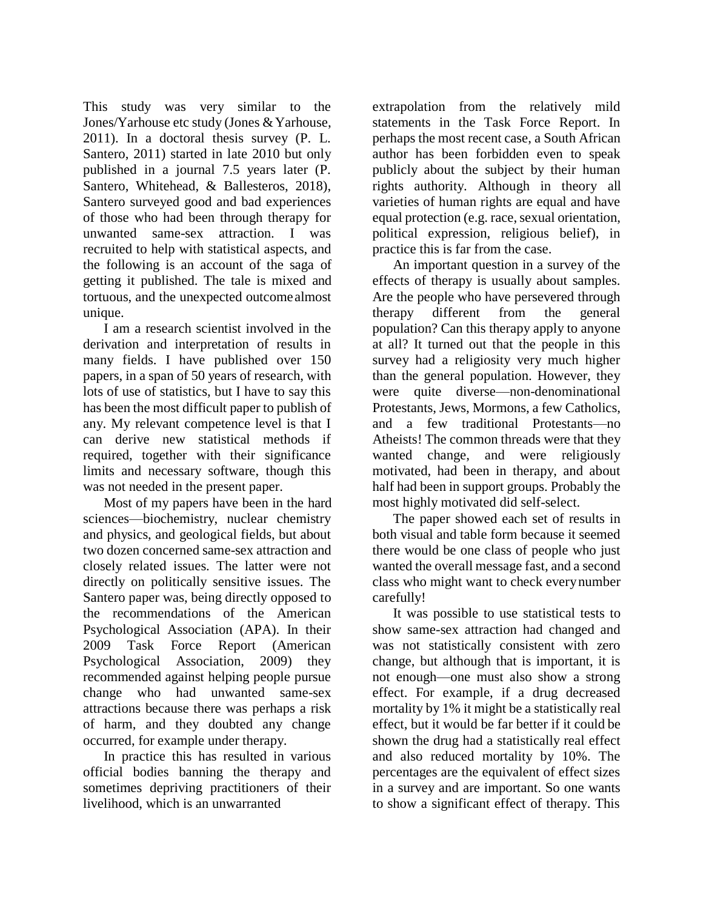This study was very similar to the Jones/Yarhouse etc study (Jones & Yarhouse, 2011). In a doctoral thesis survey (P. L. Santero, 2011) started in late 2010 but only published in a journal 7.5 years later (P. Santero, Whitehead, & Ballesteros, 2018), Santero surveyed good and bad experiences of those who had been through therapy for unwanted same-sex attraction. I was recruited to help with statistical aspects, and the following is an account of the saga of getting it published. The tale is mixed and tortuous, and the unexpected outcome almost unique.

I am a research scientist involved in the derivation and interpretation of results in many fields. I have published over 150 papers, in a span of 50 years of research, with lots of use of statistics, but I have to say this has been the most difficult paper to publish of any. My relevant competence level is that I can derive new statistical methods if required, together with their significance limits and necessary software, though this was not needed in the present paper.

Most of my papers have been in the hard sciences—biochemistry, nuclear chemistry and physics, and geological fields, but about two dozen concerned same-sex attraction and closely related issues. The latter were not directly on politically sensitive issues. The Santero paper was, being directly opposed to the recommendations of the American Psychological Association (APA). In their 2009 Task Force Report (American Psychological Association, 2009) they recommended against helping people pursue change who had unwanted same-sex attractions because there was perhaps a risk of harm, and they doubted any change occurred, for example under therapy.

In practice this has resulted in various official bodies banning the therapy and sometimes depriving practitioners of their livelihood, which is an unwarranted extrapolation from the relatively mild statements in the Task Force Report. In perhaps the most recent case, a South African author has been forbidden even to speak publicly about the subject by their human rights authority. Although in theory all varieties of human rights are equal and have equal protection (e.g. race, sexual orientation, political expression, religious belief), in practice this is far from the case.

An important question in a survey of the effects of therapy is usually about samples. Are the people who have persevered through therapy different from the general population? Can this therapy apply to anyone at all? It turned out that the people in this survey had a religiosity very much higher than the general population. However, they were quite diverse—non-denominational Protestants, Jews, Mormons, a few Catholics, and a few traditional Protestants—no Atheists! The common threads were that they wanted change, and were religiously motivated, had been in therapy, and about half had been in support groups. Probably the most highly motivated did self-select.

The paper showed each set of results in both visual and table form because it seemed there would be one class of people who just wanted the overall message fast, and a second class who might want to check every number carefully!

It was possible to use statistical tests to show same-sex attraction had changed and was not statistically consistent with zero change, but although that is important, it is not enough—one must also show a strong effect. For example, if a drug decreased mortality by 1% it might be a statistically real effect, but it would be far better if it could be shown the drug had a statistically real effect and also reduced mortality by 10%. The percentages are the equivalent of effect sizes in a survey and are important. So one wants to show a significant effect of therapy. This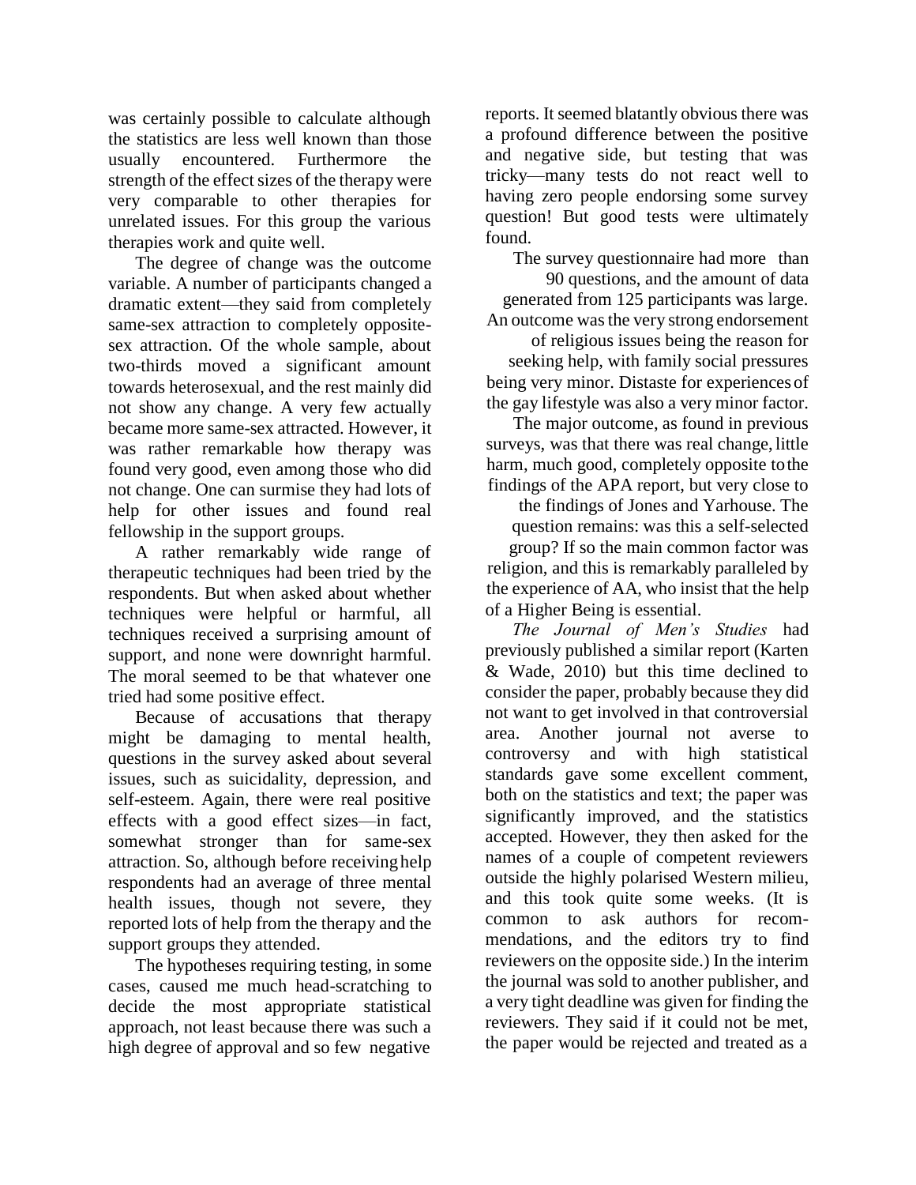was certainly possible to calculate although the statistics are less well known than those usually encountered. Furthermore the strength of the effect sizes of the therapy were very comparable to other therapies for unrelated issues. For this group the various therapies work and quite well.

The degree of change was the outcome variable. A number of participants changed a dramatic extent—they said from completely same-sex attraction to completely opposite-sex attraction. Of the whole sample, about two-thirds moved a significant amount towards heterosexual, and the rest mainly did not show any change. A very few actually became more same-sex attracted. However, it was rather remarkable how therapy was found very good, even among those who did not change. One can surmise they had lots of help for other issues and found real fellowship in the support groups.

A rather remarkably wide range of therapeutic techniques had been tried by the respondents. But when asked about whether techniques were helpful or harmful, all techniques received a surprising amount of support, and none were downright harmful. The moral seemed to be that whatever one tried had some positive effect.

Because of accusations that therapy might be damaging to mental health, questions in the survey asked about several issues, such as suicidality, depression, and self-esteem. Again, there were real positive effects with a good effect sizes—in fact, somewhat stronger than for same-sex attraction. So, although before receiving help respondents had an average of three mental health issues, though not severe, they reported lots of help from the therapy and the support groups they attended.

The hypotheses requiring testing, in some cases, caused me much head-scratching to decide the most appropriate statistical approach, not least because there was such a high degree of approval and so few negative reports. It seemed blatantly obvious there was a profound difference between the positive and negative side, but testing that was tricky—many tests do not react well to having zero people endorsing some survey question! But good tests were ultimately found.

The survey questionnaire had more than 90 questions, and the amount of data generated from 125 participants was large. An outcome was the very strong endorsement of religious issues being the reason for seeking help, with family social pressures being very minor. Distaste for experiences of the gay lifestyle was also a very minor factor.

The major outcome, as found in previous surveys, was that there was real change, little harm, much good, completely opposite to the findings of the APA report, but very close to the findings of Jones and Yarhouse. The question remains: was this a self-selected group? If so the main common factor was religion, and this is remarkably paralleled by the experience of AA, who insist that the help of a Higher Being is essential.

*The Journal of Men's Studies* had previously published a similar report (Karten & Wade, 2010) but this time declined to consider the paper, probably because they did not want to get involved in that controversial area. Another journal not averse to controversy and with high statistical standards gave some excellent comment, both on the statistics and text; the paper was significantly improved, and the statistics accepted. However, they then asked for the names of a couple of competent reviewers outside the highly polarised Western milieu, and this took quite some weeks. (It is common to ask authors for recommendations, and the editors try to find reviewers on the opposite side.) In the interim the journal was sold to another publisher, and a very tight deadline was given for finding the reviewers. They said if it could not be met, the paper would be rejected and treated as a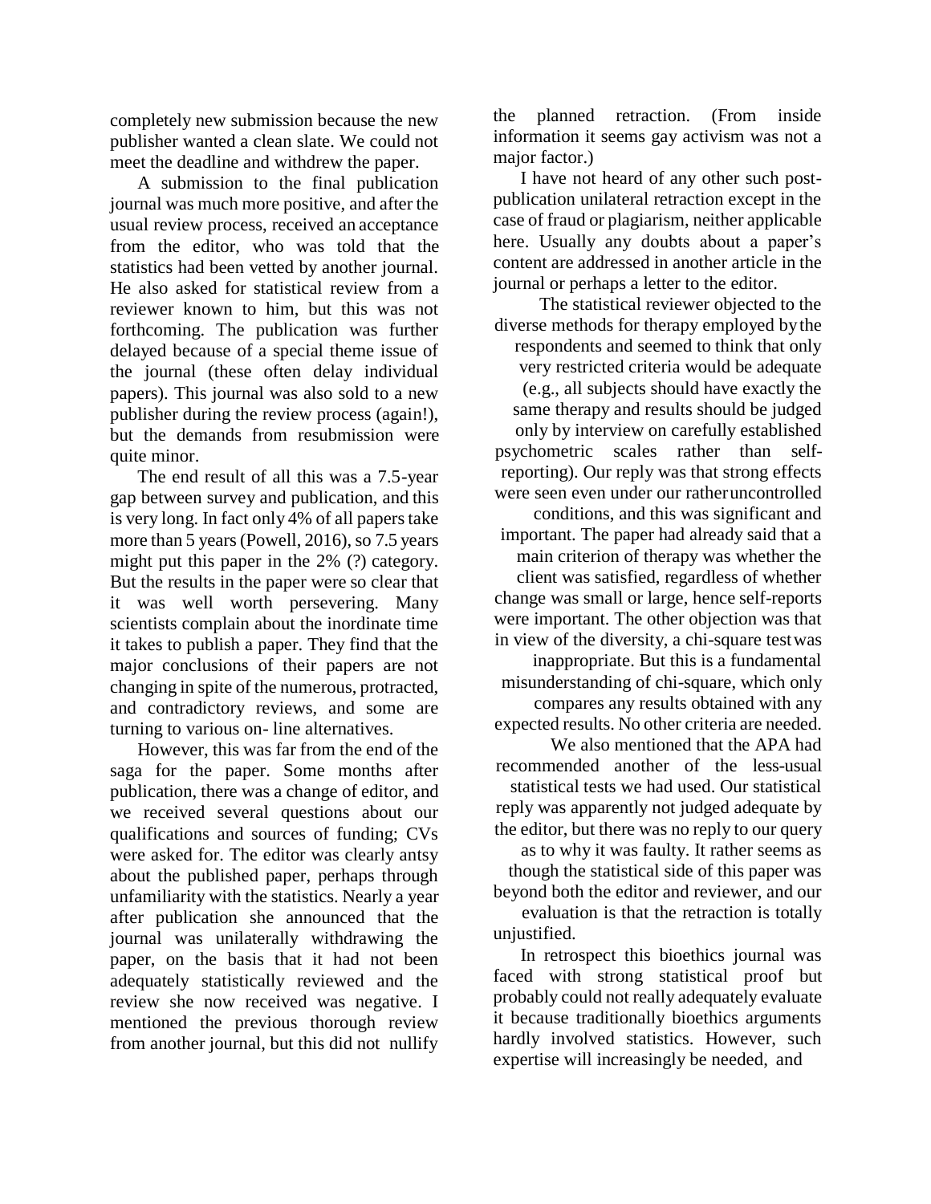completely new submission because the new publisher wanted a clean slate. We could not meet the deadline and withdrew the paper.

A submission to the final publication journal was much more positive, and after the usual review process, received an acceptance from the editor, who was told that the statistics had been vetted by another journal. He also asked for statistical review from a reviewer known to him, but this was not forthcoming. The publication was further delayed because of a special theme issue of the journal (these often delay individual papers). This journal was also sold to a new publisher during the review process (again!), but the demands from resubmission were quite minor.

The end result of all this was a 7.5-year gap between survey and publication, and this is very long. In fact only 4% of all papers take more than 5 years (Powell, 2016), so 7.5 years might put this paper in the 2% (?) category. But the results in the paper were so clear that it was well worth persevering. Many scientists complain about the inordinate time it takes to publish a paper. They find that the major conclusions of their papers are not changing in spite of the numerous, protracted, and contradictory reviews, and some are turning to various on- line alternatives.

However, this was far from the end of the saga for the paper. Some months after publication, there was a change of editor, and we received several questions about our qualifications and sources of funding; CVs were asked for. The editor was clearly antsy about the published paper, perhaps through unfamiliarity with the statistics. Nearly a year after publication she announced that the journal was unilaterally withdrawing the paper, on the basis that it had not been adequately statistically reviewed and the review she now received was negative. I mentioned the previous thorough review from another journal, but this did not nullify the planned retraction. (From inside information it seems gay activism was not a major factor.)

I have not heard of any other such post-publication unilateral retraction except in the case of fraud or plagiarism, neither applicable here. Usually any doubts about a paper's content are addressed in another article in the journal or perhaps a letter to the editor.

The statistical reviewer objected to the diverse methods for therapy employed by the respondents and seemed to think that only very restricted criteria would be adequate (e.g., all subjects should have exactly the same therapy and results should be judged only by interview on carefully established psychometric scales rather than self-reporting). Our reply was that strong effects were seen even under our rather uncontrolled conditions, and this was significant and important. The paper had already said that a main criterion of therapy was whether the client was satisfied, regardless of whether change was small or large, hence self-reports were important. The other objection was that in view of the diversity, a chi-square test was inappropriate. But this is a fundamental misunderstanding of chi-square, which only compares any results obtained with any expected results. No other criteria are needed.

We also mentioned that the APA had recommended another of the less-usual statistical tests we had used. Our statistical reply was apparently not judged adequate by the editor, but there was no reply to our query as to why it was faulty. It rather seems as though the statistical side of this paper was beyond both the editor and reviewer, and our evaluation is that the retraction is totally unjustified.

In retrospect this bioethics journal was faced with strong statistical proof but probably could not really adequately evaluate it because traditionally bioethics arguments hardly involved statistics. However, such expertise will increasingly be needed, and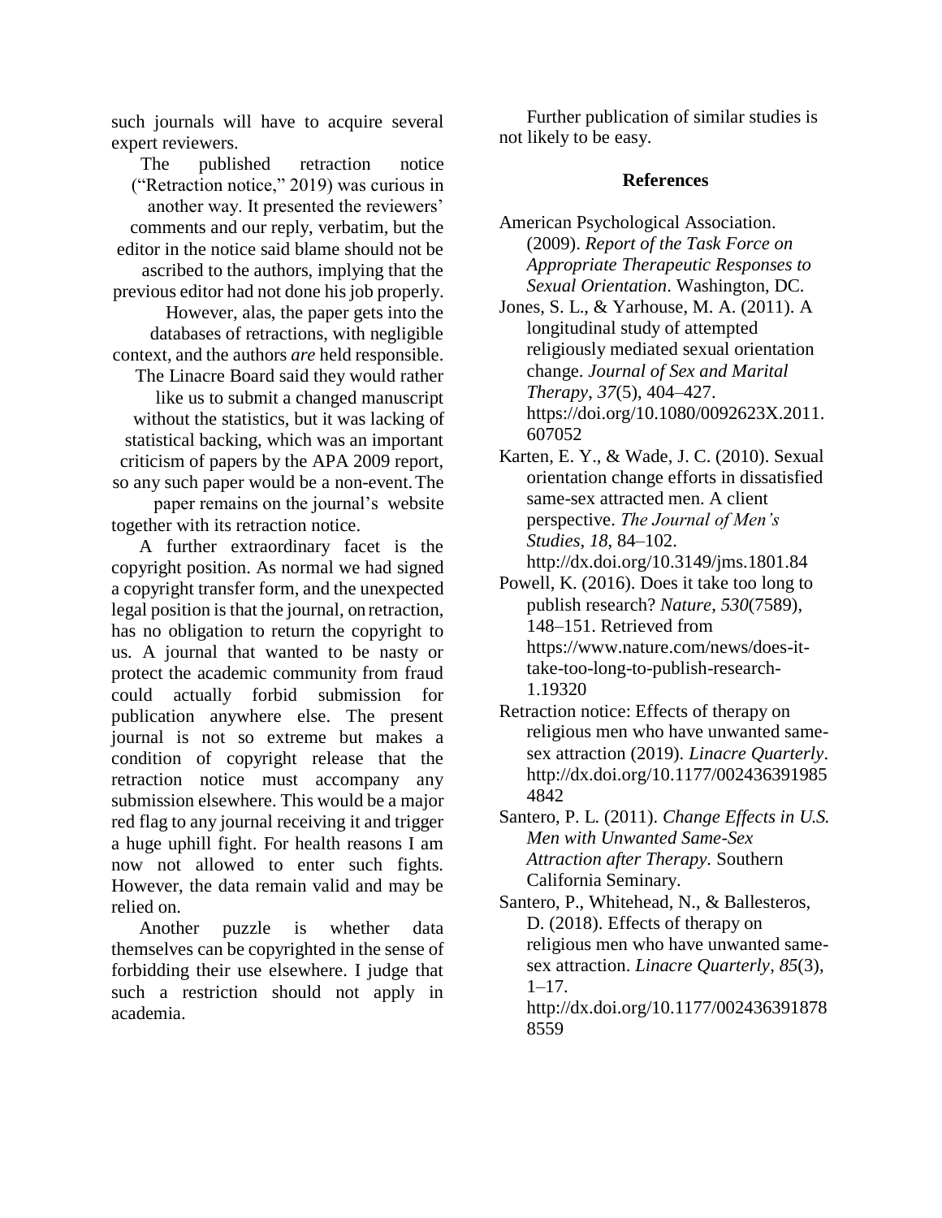such journals will have to acquire several expert reviewers.

The published retraction notice ("Retraction notice," 2019) was curious in another way. It presented the reviewers' comments and our reply, verbatim, but the editor in the notice said blame should not be ascribed to the authors, implying that the previous editor had not done his job properly. However, alas, the paper gets into the databases of retractions, with negligible context, and the authors *are* held responsible. The Linacre Board said they would rather like us to submit a changed manuscript without the statistics, but it was lacking of statistical backing, which was an important criticism of papers by the APA 2009 report, so any such paper would be a non-event. The paper remains on the journal's website together with its retraction notice.

A further extraordinary facet is the copyright position. As normal we had signed a copyright transfer form, and the unexpected legal position is that the journal, on retraction, has no obligation to return the copyright to us. A journal that wanted to be nasty or protect the academic community from fraud could actually forbid submission for publication anywhere else. The present journal is not so extreme but makes a condition of copyright release that the retraction notice must accompany any submission elsewhere. This would be a major red flag to any journal receiving it and trigger a huge uphill fight. For health reasons I am now not allowed to enter such fights. However, the data remain valid and may be relied on.

Another puzzle is whether data themselves can be copyrighted in the sense of forbidding their use elsewhere. I judge that such a restriction should not apply in academia.

Further publication of similar studies is not likely to be easy.

## References

American Psychological Association. (2009). *Report of the Task Force on Appropriate Therapeutic Responses to Sexual Orientation*. Washington, DC.

Jones, S. L., & Yarhouse, M. A. (2011). A longitudinal study of attempted religiously mediated sexual orientation change. *Journal of Sex and Marital Therapy*, *37*(5), 404–427. https://doi.org/10.1080/0092623X.2011.607052

Karten, E. Y., & Wade, J. C. (2010). Sexual orientation change efforts in dissatisfied same-sex attracted men. A client perspective. *The Journal of Men's Studies*, *18*, 84–102. http://dx.doi.org/10.3149/jms.1801.84

Powell, K. (2016). Does it take too long to publish research? *Nature*, *530*(7589), 148–151. Retrieved from https://www.nature.com/news/does-it-take-too-long-to-publish-research-1.19320

Retraction notice: Effects of therapy on religious men who have unwanted same-sex attraction (2019). *Linacre Quarterly*. http://dx.doi.org/10.1177/0024363919854842

Santero, P. L. (2011). *Change Effects in U.S. Men with Unwanted Same-Sex Attraction after Therapy.* Southern California Seminary.

Santero, P., Whitehead, N., & Ballesteros, D. (2018). Effects of therapy on religious men who have unwanted same-sex attraction. *Linacre Quarterly*, *85*(3), 1–17. http://dx.doi.org/10.1177/0024363918788559